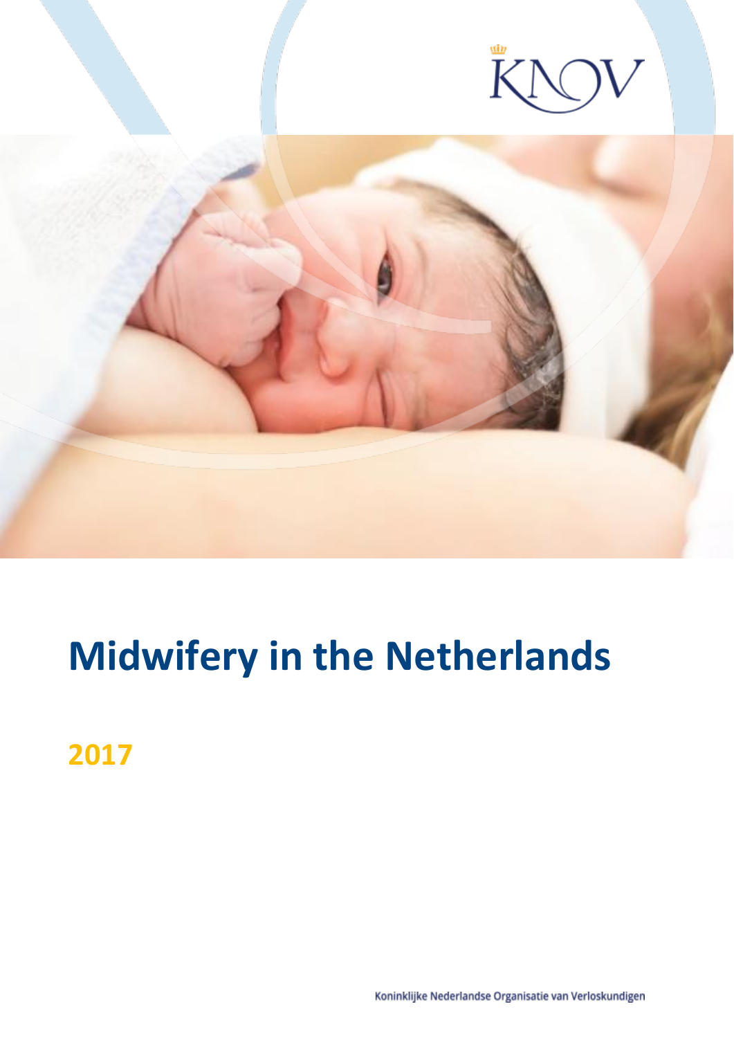KNOV

# Midwifery in the Netherlands

## 2017

Koninklijke Nederlandse Organisatie van Verloskundigen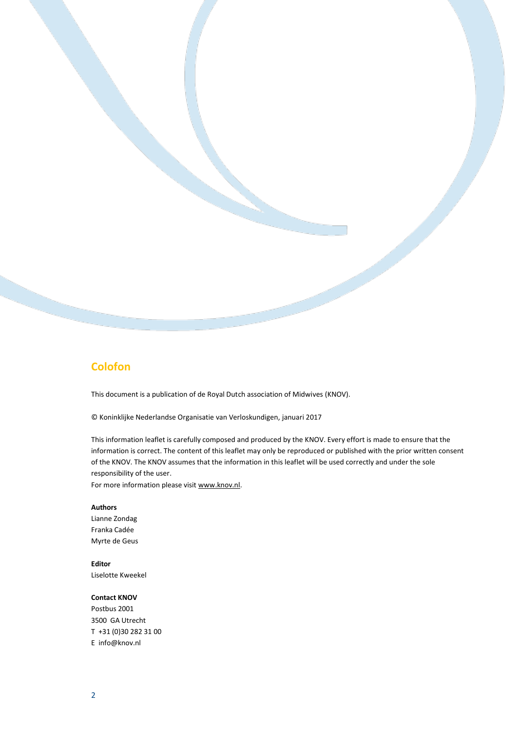## Colofon

This document is a publication of de Royal Dutch association of Midwives (KNOV).

© Koninklijke Nederlandse Organisatie van Verloskundigen, januari 2017

This information leaflet is carefully composed and produced by the KNOV. Every effort is made to ensure that the information is correct. The content of this leaflet may only be reproduced or published with the prior written consent of the KNOV. The KNOV assumes that the information in this leaflet will be used correctly and under the sole responsibility of the user.
For more information please visit www.knov.nl.

**Authors**
Lianne Zondag
Franka Cadée
Myrte de Geus

**Editor**
Liselotte Kweekel

**Contact KNOV**
Postbus 2001
3500 GA Utrecht
T +31 (0)30 282 31 00
E info@knov.nl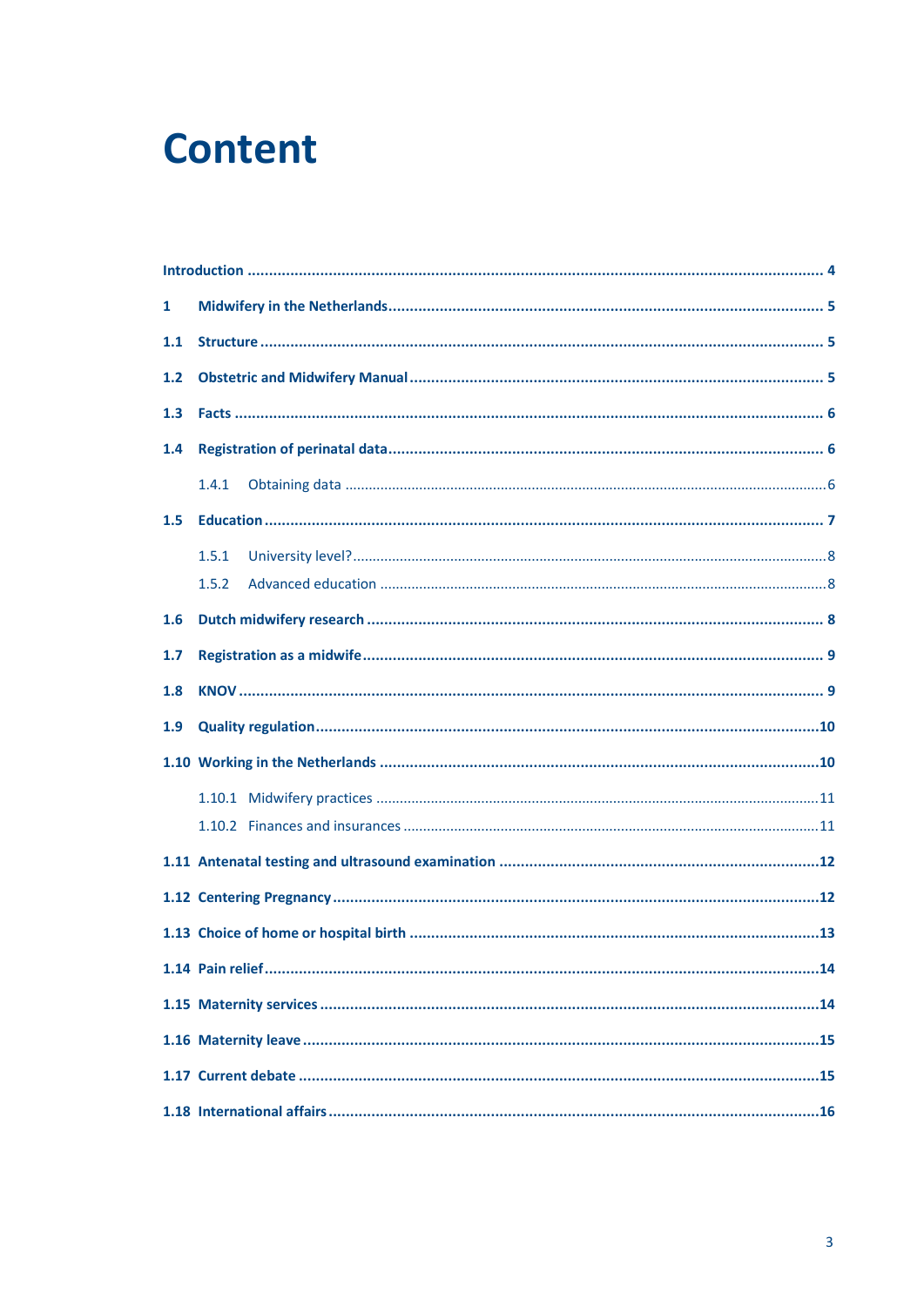# Content

Introduction ..... 4

1 Midwifery in the Netherlands ..... 5

1.1 Structure ..... 5

1.2 Obstetric and Midwifery Manual ..... 5

1.3 Facts ..... 6

1.4 Registration of perinatal data ..... 6

- 1.4.1 Obtaining data ..... 6

1.5 Education ..... 7

- 1.5.1 University level? ..... 8
- 1.5.2 Advanced education ..... 8

1.6 Dutch midwifery research ..... 8

1.7 Registration as a midwife ..... 9

1.8 KNOV ..... 9

1.9 Quality regulation ..... 10

1.10 Working in the Netherlands ..... 10

- 1.10.1 Midwifery practices ..... 11
- 1.10.2 Finances and insurances ..... 11

1.11 Antenatal testing and ultrasound examination ..... 12

1.12 Centering Pregnancy ..... 12

1.13 Choice of home or hospital birth ..... 13

1.14 Pain relief ..... 14

1.15 Maternity services ..... 14

1.16 Maternity leave ..... 15

1.17 Current debate ..... 15

1.18 International affairs ..... 16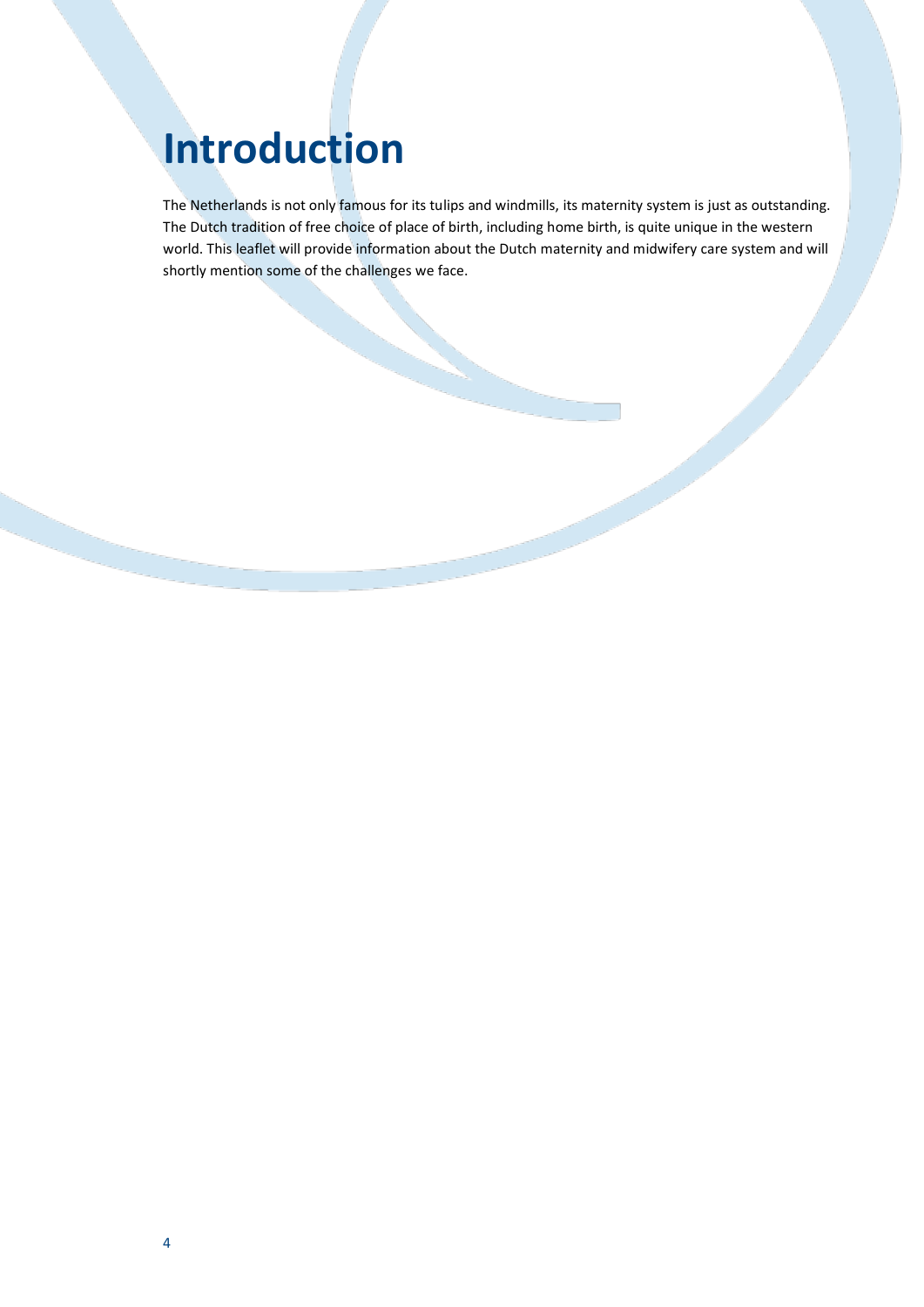# Introduction

The Netherlands is not only famous for its tulips and windmills, its maternity system is just as outstanding. The Dutch tradition of free choice of place of birth, including home birth, is quite unique in the western world. This leaflet will provide information about the Dutch maternity and midwifery care system and will shortly mention some of the challenges we face.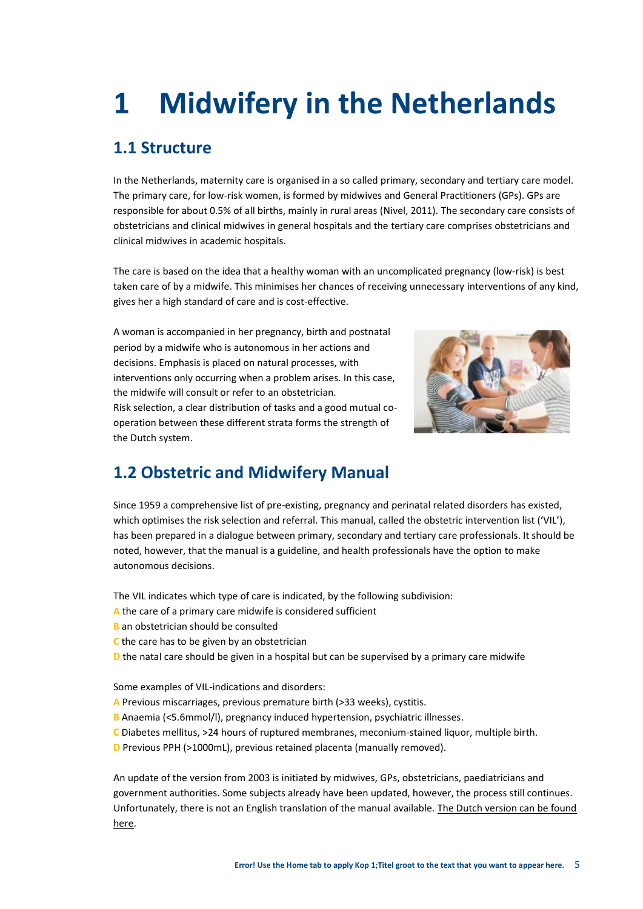# 1 Midwifery in the Netherlands

## 1.1 Structure

In the Netherlands, maternity care is organised in a so called primary, secondary and tertiary care model. The primary care, for low-risk women, is formed by midwives and General Practitioners (GPs). GPs are responsible for about 0.5% of all births, mainly in rural areas (Nivel, 2011). The secondary care consists of obstetricians and clinical midwives in general hospitals and the tertiary care comprises obstetricians and clinical midwives in academic hospitals.

The care is based on the idea that a healthy woman with an uncomplicated pregnancy (low-risk) is best taken care of by a midwife. This minimises her chances of receiving unnecessary interventions of any kind, gives her a high standard of care and is cost-effective.

A woman is accompanied in her pregnancy, birth and postnatal period by a midwife who is autonomous in her actions and decisions. Emphasis is placed on natural processes, with interventions only occurring when a problem arises. In this case, the midwife will consult or refer to an obstetrician.
Risk selection, a clear distribution of tasks and a good mutual co-operation between these different strata forms the strength of the Dutch system.

## 1.2 Obstetric and Midwifery Manual

Since 1959 a comprehensive list of pre-existing, pregnancy and perinatal related disorders has existed, which optimises the risk selection and referral. This manual, called the obstetric intervention list ('VIL'), has been prepared in a dialogue between primary, secondary and tertiary care professionals. It should be noted, however, that the manual is a guideline, and health professionals have the option to make autonomous decisions.

The VIL indicates which type of care is indicated, by the following subdivision:
**A** the care of a primary care midwife is considered sufficient
**B** an obstetrician should be consulted
**C** the care has to be given by an obstetrician
**D** the natal care should be given in a hospital but can be supervised by a primary care midwife

Some examples of VIL-indications and disorders:
**A** Previous miscarriages, previous premature birth (>33 weeks), cystitis.
**B** Anaemia (<5.6mmol/l), pregnancy induced hypertension, psychiatric illnesses.
**C** Diabetes mellitus, >24 hours of ruptured membranes, meconium-stained liquor, multiple birth.
**D** Previous PPH (>1000mL), previous retained placenta (manually removed).

An update of the version from 2003 is initiated by midwives, GPs, obstetricians, paediatricians and government authorities. Some subjects already have been updated, however, the process still continues. Unfortunately, there is not an English translation of the manual available. The Dutch version can be found here.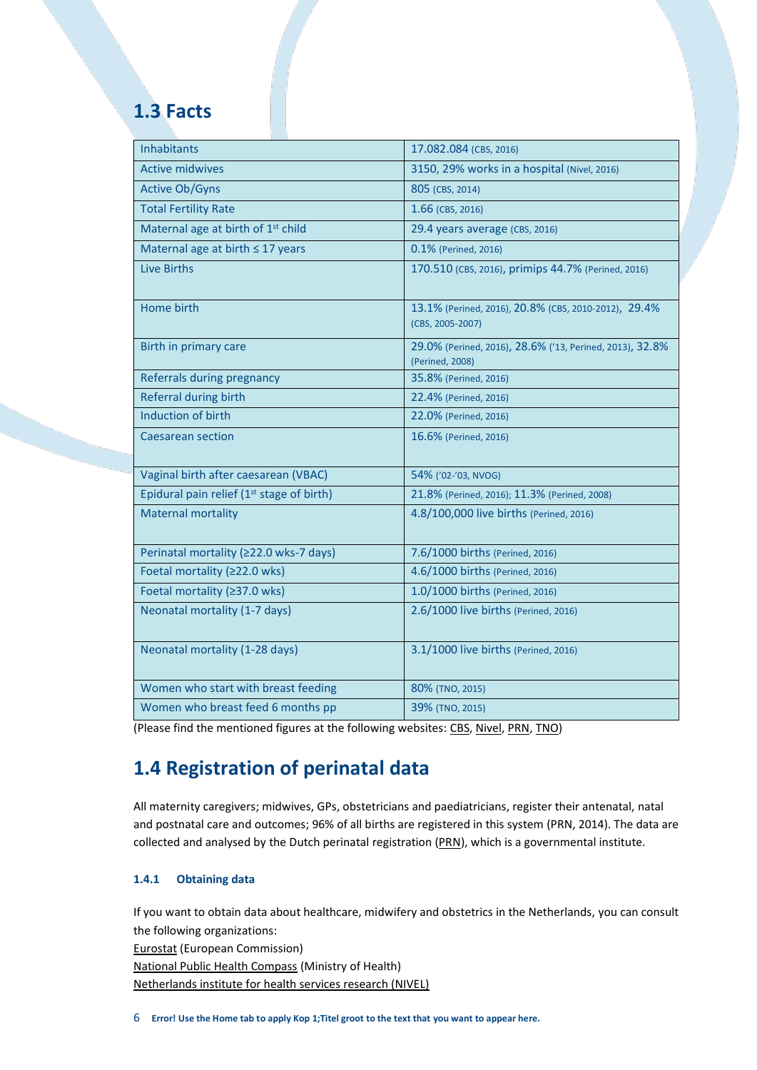## 1.3 Facts

| | |
|---|---|
| Inhabitants | 17.082.084 (CBS, 2016) |
| Active midwives | 3150, 29% works in a hospital (Nivel, 2016) |
| Active Ob/Gyns | 805 (CBS, 2014) |
| Total Fertility Rate | 1.66 (CBS, 2016) |
| Maternal age at birth of 1st child | 29.4 years average (CBS, 2016) |
| Maternal age at birth ≤ 17 years | 0.1% (Perined, 2016) |
| Live Births | 170.510 (CBS, 2016), primips 44.7% (Perined, 2016) |
| Home birth | 13.1% (Perined, 2016), 20.8% (CBS, 2010-2012), 29.4% (CBS, 2005-2007) |
| Birth in primary care | 29.0% (Perined, 2016), 28.6% ('13, Perined, 2013), 32.8% (Perined, 2008) |
| Referrals during pregnancy | 35.8% (Perined, 2016) |
| Referral during birth | 22.4% (Perined, 2016) |
| Induction of birth | 22.0% (Perined, 2016) |
| Caesarean section | 16.6% (Perined, 2016) |
| Vaginal birth after caesarean (VBAC) | 54% ('02-'03, NVOG) |
| Epidural pain relief (1st stage of birth) | 21.8% (Perined, 2016); 11.3% (Perined, 2008) |
| Maternal mortality | 4.8/100,000 live births (Perined, 2016) |
| Perinatal mortality (≥22.0 wks-7 days) | 7.6/1000 births (Perined, 2016) |
| Foetal mortality (≥22.0 wks) | 4.6/1000 births (Perined, 2016) |
| Foetal mortality (≥37.0 wks) | 1.0/1000 births (Perined, 2016) |
| Neonatal mortality (1-7 days) | 2.6/1000 live births (Perined, 2016) |
| Neonatal mortality (1-28 days) | 3.1/1000 live births (Perined, 2016) |
| Women who start with breast feeding | 80% (TNO, 2015) |
| Women who breast feed 6 months pp | 39% (TNO, 2015) |

(Please find the mentioned figures at the following websites: CBS, Nivel, PRN, TNO)

## 1.4 Registration of perinatal data

All maternity caregivers; midwives, GPs, obstetricians and paediatricians, register their antenatal, natal and postnatal care and outcomes; 96% of all births are registered in this system (PRN, 2014). The data are collected and analysed by the Dutch perinatal registration (PRN), which is a governmental institute.

#### 1.4.1 Obtaining data

If you want to obtain data about healthcare, midwifery and obstetrics in the Netherlands, you can consult the following organizations:

Eurostat (European Commission)
National Public Health Compass (Ministry of Health)
Netherlands institute for health services research (NIVEL)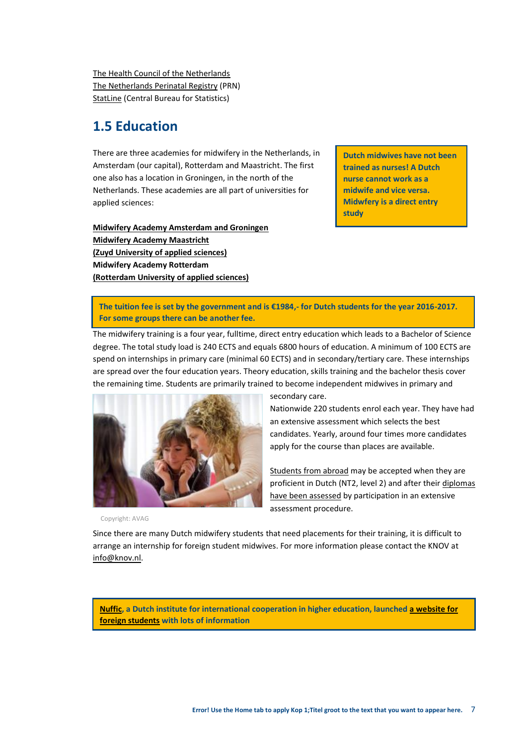The Health Council of the Netherlands
The Netherlands Perinatal Registry (PRN)
StatLine (Central Bureau for Statistics)

## 1.5 Education

There are three academies for midwifery in the Netherlands, in Amsterdam (our capital), Rotterdam and Maastricht. The first one also has a location in Groningen, in the north of the Netherlands. These academies are all part of universities for applied sciences:

**Dutch midwives have not been trained as nurses! A Dutch nurse cannot work as a midwife and vice versa. Midwfery is a direct entry study**

**Midwifery Academy Amsterdam and Groningen**
**Midwifery Academy Maastricht**
**(Zuyd University of applied sciences)**
**Midwifery Academy Rotterdam**
**(Rotterdam University of applied sciences)**

**The tuition fee is set by the government and is €1984,- for Dutch students for the year 2016-2017. For some groups there can be another fee.**

The midwifery training is a four year, fulltime, direct entry education which leads to a Bachelor of Science degree. The total study load is 240 ECTS and equals 6800 hours of education. A minimum of 100 ECTS are spend on internships in primary care (minimal 60 ECTS) and in secondary/tertiary care. These internships are spread over the four education years. Theory education, skills training and the bachelor thesis cover the remaining time. Students are primarily trained to become independent midwives in primary and secondary care.

Nationwide 220 students enrol each year. They have had an extensive assessment which selects the best candidates. Yearly, around four times more candidates apply for the course than places are available.

Copyright: AVAG

Students from abroad may be accepted when they are proficient in Dutch (NT2, level 2) and after their diplomas have been assessed by participation in an extensive assessment procedure.

Since there are many Dutch midwifery students that need placements for their training, it is difficult to arrange an internship for foreign student midwives. For more information please contact the KNOV at info@knov.nl.

**Nuffic, a Dutch institute for international cooperation in higher education, launched a website for foreign students with lots of information**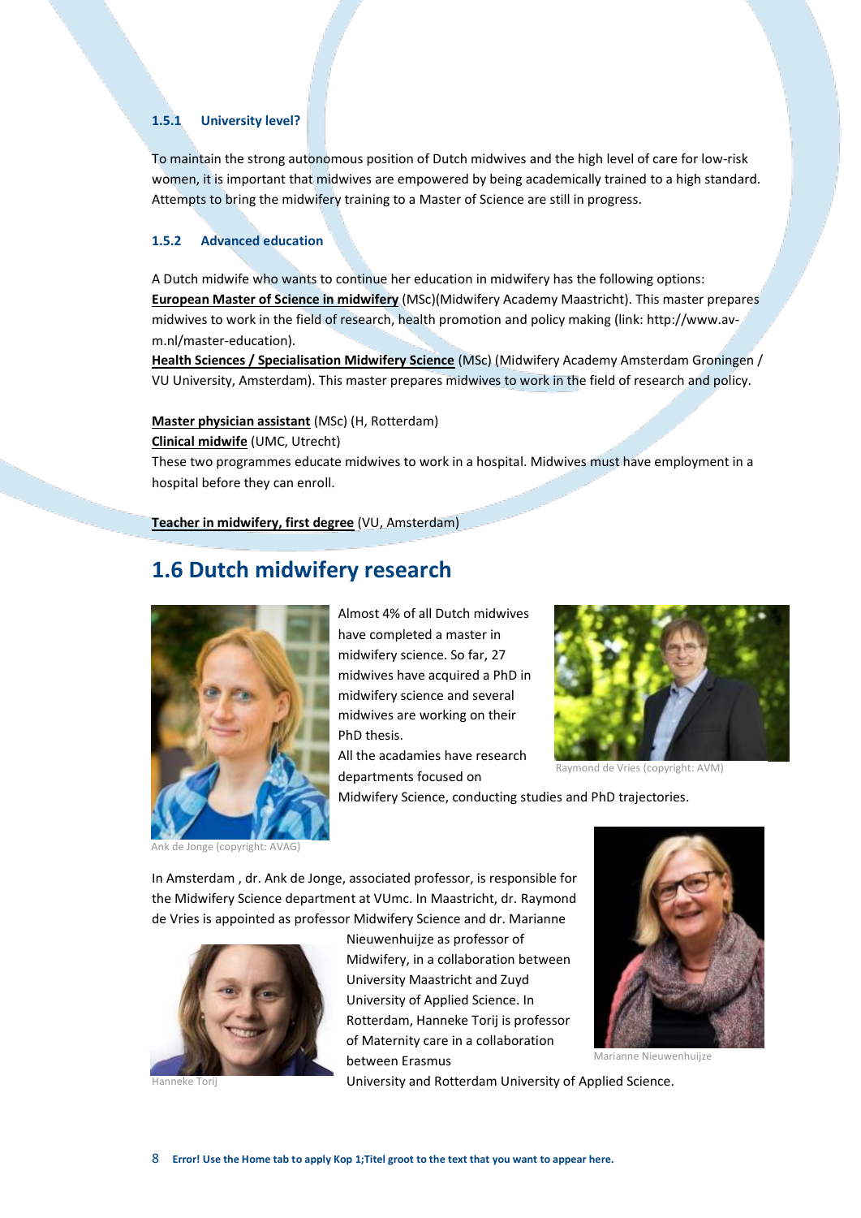### 1.5.1 University level?

To maintain the strong autonomous position of Dutch midwives and the high level of care for low-risk women, it is important that midwives are empowered by being academically trained to a high standard. Attempts to bring the midwifery training to a Master of Science are still in progress.

### 1.5.2 Advanced education

A Dutch midwife who wants to continue her education in midwifery has the following options:
**European Master of Science in midwifery** (MSc)(Midwifery Academy Maastricht). This master prepares midwives to work in the field of research, health promotion and policy making (link: http://www.av-m.nl/master-education).
**Health Sciences / Specialisation Midwifery Science** (MSc) (Midwifery Academy Amsterdam Groningen / VU University, Amsterdam). This master prepares midwives to work in the field of research and policy.

**Master physician assistant** (MSc) (H, Rotterdam)
**Clinical midwife** (UMC, Utrecht)
These two programmes educate midwives to work in a hospital. Midwives must have employment in a hospital before they can enroll.

**Teacher in midwifery, first degree** (VU, Amsterdam)

## 1.6 Dutch midwifery research

Almost 4% of all Dutch midwives have completed a master in midwifery science. So far, 27 midwives have acquired a PhD in midwifery science and several midwives are working on their PhD thesis.
All the acadamies have research departments focused on Midwifery Science, conducting studies and PhD trajectories.

Ank de Jonge (copyright: AVAG)

Raymond de Vries (copyright: AVM)

In Amsterdam , dr. Ank de Jonge, associated professor, is responsible for the Midwifery Science department at VUmc. In Maastricht, dr. Raymond de Vries is appointed as professor Midwifery Science and dr. Marianne Nieuwenhuijze as professor of Midwifery, in a collaboration between University Maastricht and Zuyd University of Applied Science. In Rotterdam, Hanneke Torij is professor of Maternity care in a collaboration between Erasmus University and Rotterdam University of Applied Science.

Hanneke Torij

Marianne Nieuwenhuijze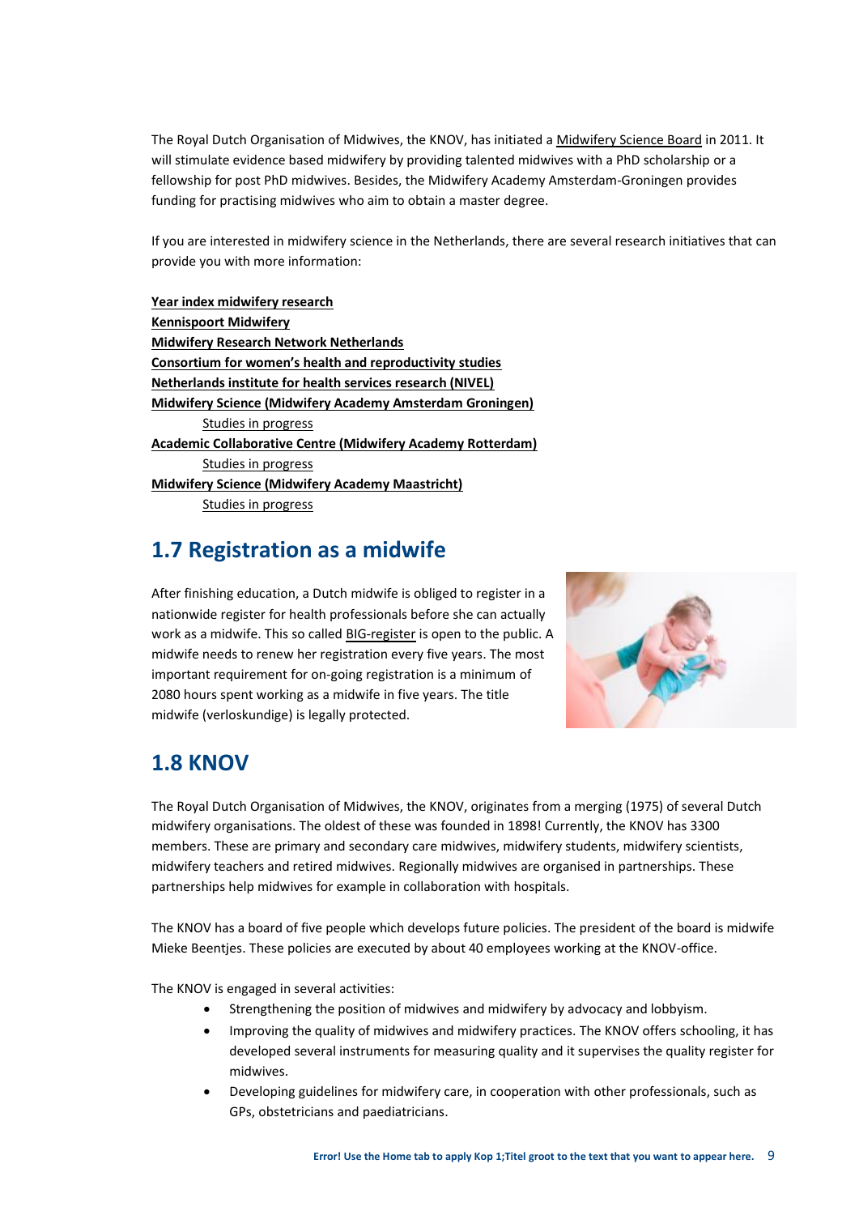The Royal Dutch Organisation of Midwives, the KNOV, has initiated a Midwifery Science Board in 2011. It will stimulate evidence based midwifery by providing talented midwives with a PhD scholarship or a fellowship for post PhD midwives. Besides, the Midwifery Academy Amsterdam-Groningen provides funding for practising midwives who aim to obtain a master degree.

If you are interested in midwifery science in the Netherlands, there are several research initiatives that can provide you with more information:

**Year index midwifery research**
**Kennispoort Midwifery**
**Midwifery Research Network Netherlands**
**Consortium for women's health and reproductivity studies**
**Netherlands institute for health services research (NIVEL)**
**Midwifery Science (Midwifery Academy Amsterdam Groningen)**
- Studies in progress

**Academic Collaborative Centre (Midwifery Academy Rotterdam)**
- Studies in progress

**Midwifery Science (Midwifery Academy Maastricht)**
- Studies in progress

## 1.7 Registration as a midwife

After finishing education, a Dutch midwife is obliged to register in a nationwide register for health professionals before she can actually work as a midwife. This so called BIG-register is open to the public. A midwife needs to renew her registration every five years. The most important requirement for on-going registration is a minimum of 2080 hours spent working as a midwife in five years. The title midwife (verloskundige) is legally protected.

## 1.8 KNOV

The Royal Dutch Organisation of Midwives, the KNOV, originates from a merging (1975) of several Dutch midwifery organisations. The oldest of these was founded in 1898! Currently, the KNOV has 3300 members. These are primary and secondary care midwives, midwifery students, midwifery scientists, midwifery teachers and retired midwives. Regionally midwives are organised in partnerships. These partnerships help midwives for example in collaboration with hospitals.

The KNOV has a board of five people which develops future policies. The president of the board is midwife Mieke Beentjes. These policies are executed by about 40 employees working at the KNOV-office.

The KNOV is engaged in several activities:

- Strengthening the position of midwives and midwifery by advocacy and lobbyism.
- Improving the quality of midwives and midwifery practices. The KNOV offers schooling, it has developed several instruments for measuring quality and it supervises the quality register for midwives.
- Developing guidelines for midwifery care, in cooperation with other professionals, such as GPs, obstetricians and paediatricians.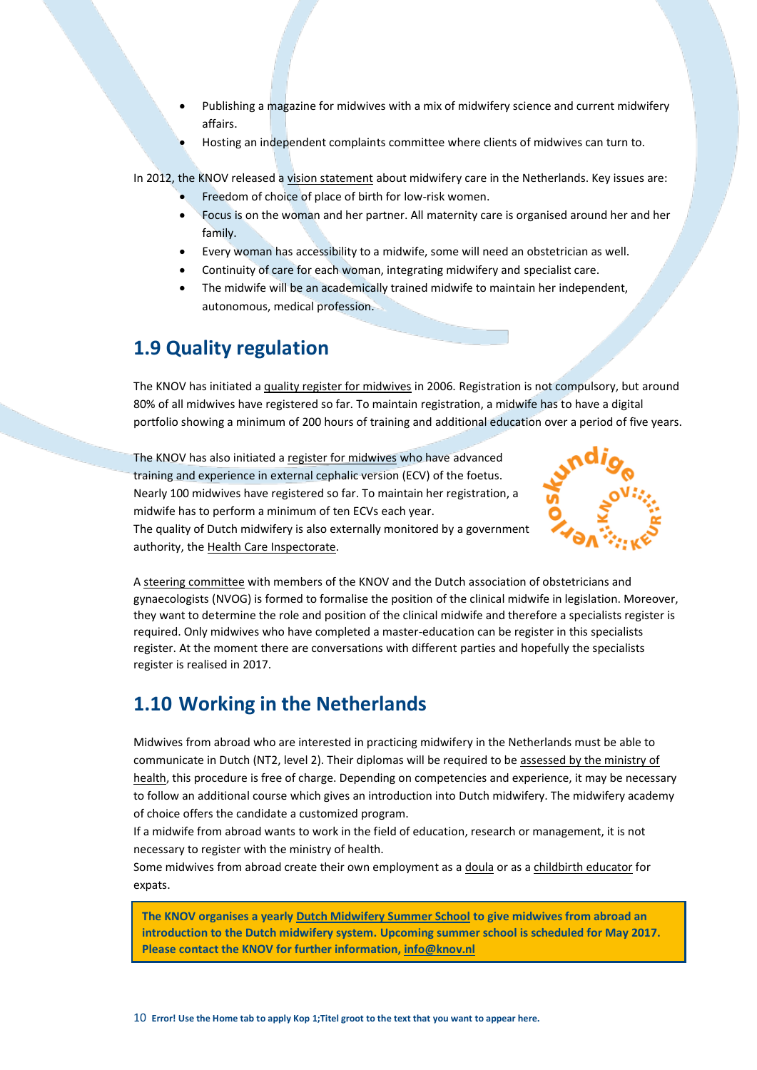- Publishing a magazine for midwives with a mix of midwifery science and current midwifery affairs.
- Hosting an independent complaints committee where clients of midwives can turn to.

In 2012, the KNOV released a vision statement about midwifery care in the Netherlands. Key issues are:

- Freedom of choice of place of birth for low-risk women.
- Focus is on the woman and her partner. All maternity care is organised around her and her family.
- Every woman has accessibility to a midwife, some will need an obstetrician as well.
- Continuity of care for each woman, integrating midwifery and specialist care.
- The midwife will be an academically trained midwife to maintain her independent, autonomous, medical profession.

## 1.9 Quality regulation

The KNOV has initiated a quality register for midwives in 2006. Registration is not compulsory, but around 80% of all midwives have registered so far. To maintain registration, a midwife has to have a digital portfolio showing a minimum of 200 hours of training and additional education over a period of five years.

The KNOV has also initiated a register for midwives who have advanced training and experience in external cephalic version (ECV) of the foetus. Nearly 100 midwives have registered so far. To maintain her registration, a midwife has to perform a minimum of ten ECVs each year.
The quality of Dutch midwifery is also externally monitored by a government authority, the Health Care Inspectorate.

A steering committee with members of the KNOV and the Dutch association of obstetricians and gynaecologists (NVOG) is formed to formalise the position of the clinical midwife in legislation. Moreover, they want to determine the role and position of the clinical midwife and therefore a specialists register is required. Only midwives who have completed a master-education can be register in this specialists register. At the moment there are conversations with different parties and hopefully the specialists register is realised in 2017.

## 1.10 Working in the Netherlands

Midwives from abroad who are interested in practicing midwifery in the Netherlands must be able to communicate in Dutch (NT2, level 2). Their diplomas will be required to be assessed by the ministry of health, this procedure is free of charge. Depending on competencies and experience, it may be necessary to follow an additional course which gives an introduction into Dutch midwifery. The midwifery academy of choice offers the candidate a customized program.
If a midwife from abroad wants to work in the field of education, research or management, it is not necessary to register with the ministry of health.
Some midwives from abroad create their own employment as a doula or as a childbirth educator for expats.

**The KNOV organises a yearly Dutch Midwifery Summer School to give midwives from abroad an introduction to the Dutch midwifery system. Upcoming summer school is scheduled for May 2017. Please contact the KNOV for further information, info@knov.nl**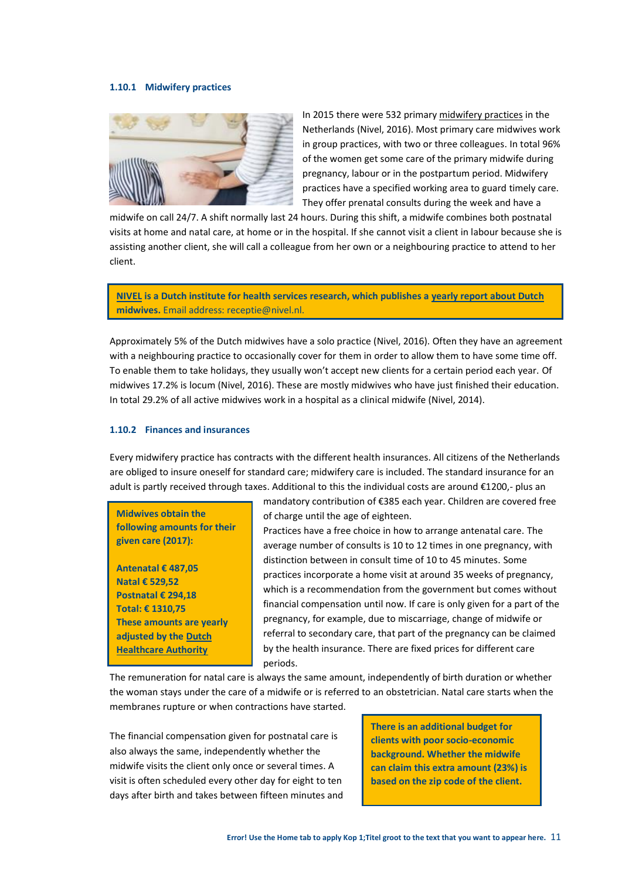### 1.10.1 Midwifery practices

In 2015 there were 532 primary midwifery practices in the Netherlands (Nivel, 2016). Most primary care midwives work in group practices, with two or three colleagues. In total 96% of the women get some care of the primary midwife during pregnancy, labour or in the postpartum period. Midwifery practices have a specified working area to guard timely care. They offer prenatal consults during the week and have a midwife on call 24/7. A shift normally last 24 hours. During this shift, a midwife combines both postnatal visits at home and natal care, at home or in the hospital. If she cannot visit a client in labour because she is assisting another client, she will call a colleague from her own or a neighbouring practice to attend to her client.

> **NIVEL is a Dutch institute for health services research, which publishes a yearly report about Dutch midwives.** Email address: receptie@nivel.nl.

Approximately 5% of the Dutch midwives have a solo practice (Nivel, 2016). Often they have an agreement with a neighbouring practice to occasionally cover for them in order to allow them to have some time off. To enable them to take holidays, they usually won't accept new clients for a certain period each year. Of midwives 17.2% is locum (Nivel, 2016). These are mostly midwives who have just finished their education. In total 29.2% of all active midwives work in a hospital as a clinical midwife (Nivel, 2014).

### 1.10.2 Finances and insurances

Every midwifery practice has contracts with the different health insurances. All citizens of the Netherlands are obliged to insure oneself for standard care; midwifery care is included. The standard insurance for an adult is partly received through taxes. Additional to this the individual costs are around €1200,- plus an mandatory contribution of €385 each year. Children are covered free of charge until the age of eighteen.

> **Midwives obtain the following amounts for their given care (2017):**
>
> **Antenatal € 487,05**
> **Natal € 529,52**
> **Postnatal € 294,18**
> **Total: € 1310,75**
> **These amounts are yearly adjusted by the Dutch Healthcare Authority**

Practices have a free choice in how to arrange antenatal care. The average number of consults is 10 to 12 times in one pregnancy, with distinction between in consult time of 10 to 45 minutes. Some practices incorporate a home visit at around 35 weeks of pregnancy, which is a recommendation from the government but comes without financial compensation until now. If care is only given for a part of the pregnancy, for example, due to miscarriage, change of midwife or referral to secondary care, that part of the pregnancy can be claimed by the health insurance. There are fixed prices for different care periods.

The remuneration for natal care is always the same amount, independently of birth duration or whether the woman stays under the care of a midwife or is referred to an obstetrician. Natal care starts when the membranes rupture or when contractions have started.

> **There is an additional budget for clients with poor socio-economic background. Whether the midwife can claim this extra amount (23%) is based on the zip code of the client.**

The financial compensation given for postnatal care is also always the same, independently whether the midwife visits the client only once or several times. A visit is often scheduled every other day for eight to ten days after birth and takes between fifteen minutes and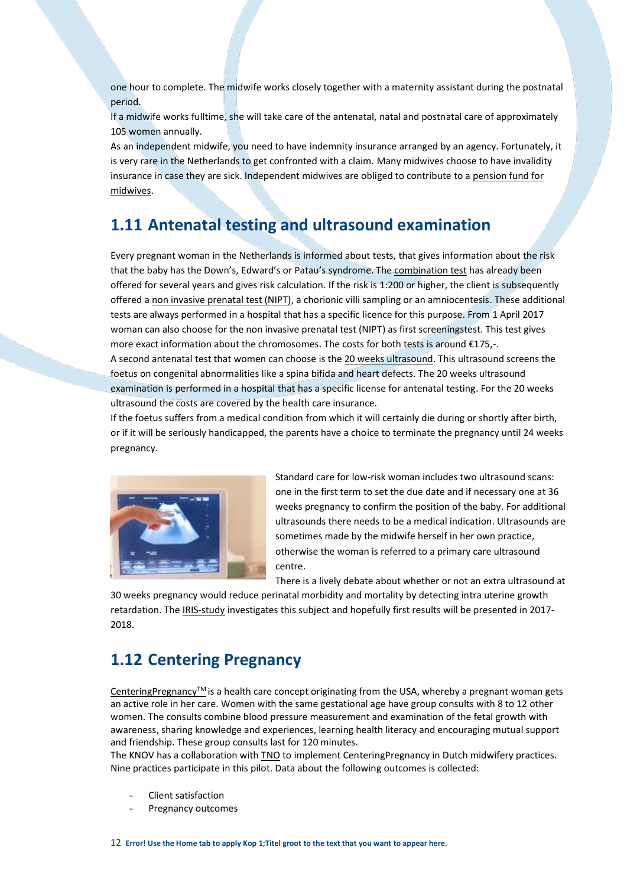one hour to complete. The midwife works closely together with a maternity assistant during the postnatal period.

If a midwife works fulltime, she will take care of the antenatal, natal and postnatal care of approximately 105 women annually.

As an independent midwife, you need to have indemnity insurance arranged by an agency. Fortunately, it is very rare in the Netherlands to get confronted with a claim. Many midwives choose to have invalidity insurance in case they are sick. Independent midwives are obliged to contribute to a pension fund for midwives.

## 1.11 Antenatal testing and ultrasound examination

Every pregnant woman in the Netherlands is informed about tests, that gives information about the risk that the baby has the Down's, Edward's or Patau's syndrome. The combination test has already been offered for several years and gives risk calculation. If the risk is 1:200 or higher, the client is subsequently offered a non invasive prenatal test (NIPT), a chorionic villi sampling or an amniocentesis. These additional tests are always performed in a hospital that has a specific licence for this purpose. From 1 April 2017 woman can also choose for the non invasive prenatal test (NIPT) as first screeningstest. This test gives more exact information about the chromosomes. The costs for both tests is around €175,-.

A second antenatal test that women can choose is the 20 weeks ultrasound. This ultrasound screens the foetus on congenital abnormalities like a spina bifida and heart defects. The 20 weeks ultrasound examination is performed in a hospital that has a specific license for antenatal testing. For the 20 weeks ultrasound the costs are covered by the health care insurance.

If the foetus suffers from a medical condition from which it will certainly die during or shortly after birth, or if it will be seriously handicapped, the parents have a choice to terminate the pregnancy until 24 weeks pregnancy.

Standard care for low-risk woman includes two ultrasound scans: one in the first term to set the due date and if necessary one at 36 weeks pregnancy to confirm the position of the baby. For additional ultrasounds there needs to be a medical indication. Ultrasounds are sometimes made by the midwife herself in her own practice, otherwise the woman is referred to a primary care ultrasound centre.

There is a lively debate about whether or not an extra ultrasound at 30 weeks pregnancy would reduce perinatal morbidity and mortality by detecting intra uterine growth retardation. The IRIS-study investigates this subject and hopefully first results will be presented in 2017-2018.

## 1.12 Centering Pregnancy

CenteringPregnancy™ is a health care concept originating from the USA, whereby a pregnant woman gets an active role in her care. Women with the same gestational age have group consults with 8 to 12 other women. The consults combine blood pressure measurement and examination of the fetal growth with awareness, sharing knowledge and experiences, learning health literacy and encouraging mutual support and friendship. These group consults last for 120 minutes.

The KNOV has a collaboration with TNO to implement CenteringPregnancy in Dutch midwifery practices. Nine practices participate in this pilot. Data about the following outcomes is collected:

- Client satisfaction
- Pregnancy outcomes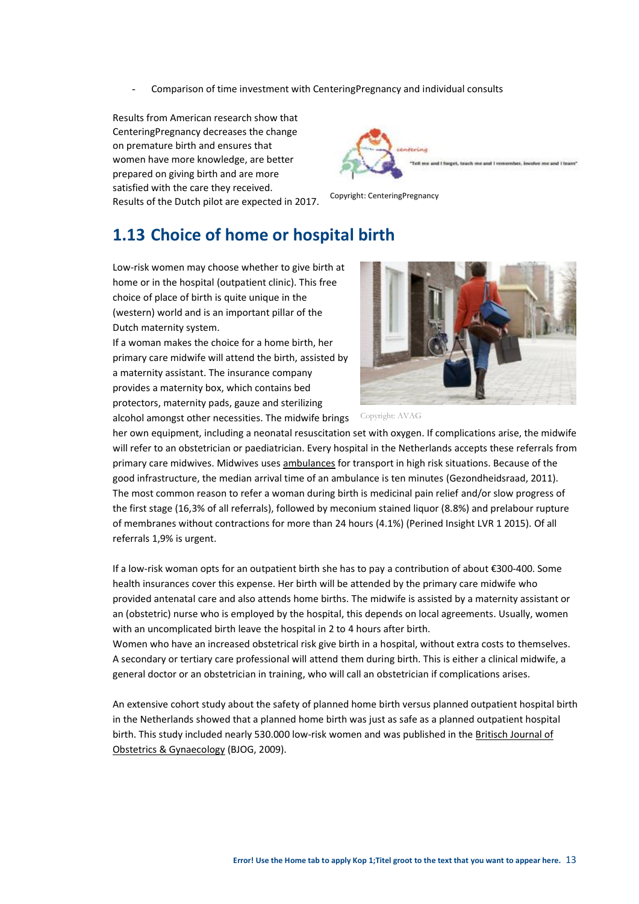- Comparison of time investment with CenteringPregnancy and individual consults

Results from American research show that CenteringPregnancy decreases the change on premature birth and ensures that women have more knowledge, are better prepared on giving birth and are more satisfied with the care they received. Results of the Dutch pilot are expected in 2017.

Copyright: CenteringPregnancy

## 1.13 Choice of home or hospital birth

Low-risk women may choose whether to give birth at home or in the hospital (outpatient clinic). This free choice of place of birth is quite unique in the (western) world and is an important pillar of the Dutch maternity system.

If a woman makes the choice for a home birth, her primary care midwife will attend the birth, assisted by a maternity assistant. The insurance company provides a maternity box, which contains bed protectors, maternity pads, gauze and sterilizing alcohol amongst other necessities. The midwife brings her own equipment, including a neonatal resuscitation set with oxygen. If complications arise, the midwife will refer to an obstetrician or paediatrician. Every hospital in the Netherlands accepts these referrals from primary care midwives. Midwives uses ambulances for transport in high risk situations. Because of the good infrastructure, the median arrival time of an ambulance is ten minutes (Gezondheidsraad, 2011). The most common reason to refer a woman during birth is medicinal pain relief and/or slow progress of the first stage (16,3% of all referrals), followed by meconium stained liquor (8.8%) and prelabour rupture of membranes without contractions for more than 24 hours (4.1%) (Perined Insight LVR 1 2015). Of all referrals 1,9% is urgent.

Copyright: AVAG

If a low-risk woman opts for an outpatient birth she has to pay a contribution of about €300-400. Some health insurances cover this expense. Her birth will be attended by the primary care midwife who provided antenatal care and also attends home births. The midwife is assisted by a maternity assistant or an (obstetric) nurse who is employed by the hospital, this depends on local agreements. Usually, women with an uncomplicated birth leave the hospital in 2 to 4 hours after birth.

Women who have an increased obstetrical risk give birth in a hospital, without extra costs to themselves. A secondary or tertiary care professional will attend them during birth. This is either a clinical midwife, a general doctor or an obstetrician in training, who will call an obstetrician if complications arises.

An extensive cohort study about the safety of planned home birth versus planned outpatient hospital birth in the Netherlands showed that a planned home birth was just as safe as a planned outpatient hospital birth. This study included nearly 530.000 low-risk women and was published in the Britisch Journal of Obstetrics & Gynaecology (BJOG, 2009).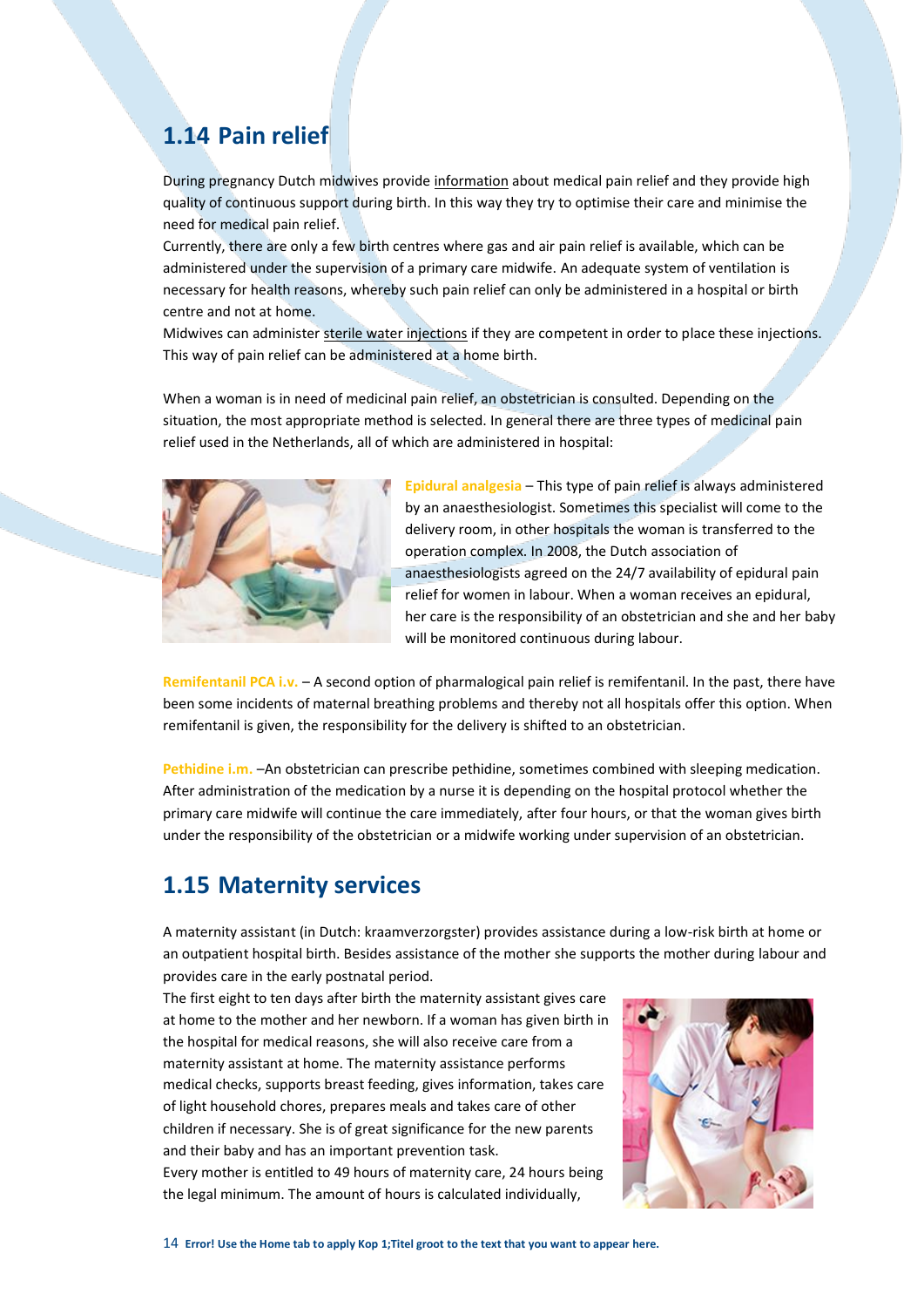## 1.14 Pain relief

During pregnancy Dutch midwives provide information about medical pain relief and they provide high quality of continuous support during birth. In this way they try to optimise their care and minimise the need for medical pain relief.
Currently, there are only a few birth centres where gas and air pain relief is available, which can be administered under the supervision of a primary care midwife. An adequate system of ventilation is necessary for health reasons, whereby such pain relief can only be administered in a hospital or birth centre and not at home.
Midwives can administer sterile water injections if they are competent in order to place these injections. This way of pain relief can be administered at a home birth.

When a woman is in need of medicinal pain relief, an obstetrician is consulted. Depending on the situation, the most appropriate method is selected. In general there are three types of medicinal pain relief used in the Netherlands, all of which are administered in hospital:

**Epidural analgesia** – This type of pain relief is always administered by an anaesthesiologist. Sometimes this specialist will come to the delivery room, in other hospitals the woman is transferred to the operation complex. In 2008, the Dutch association of anaesthesiologists agreed on the 24/7 availability of epidural pain relief for women in labour. When a woman receives an epidural, her care is the responsibility of an obstetrician and she and her baby will be monitored continuous during labour.

**Remifentanil PCA i.v.** – A second option of pharmalogical pain relief is remifentanil. In the past, there have been some incidents of maternal breathing problems and thereby not all hospitals offer this option. When remifentanil is given, the responsibility for the delivery is shifted to an obstetrician.

**Pethidine i.m.** –An obstetrician can prescribe pethidine, sometimes combined with sleeping medication. After administration of the medication by a nurse it is depending on the hospital protocol whether the primary care midwife will continue the care immediately, after four hours, or that the woman gives birth under the responsibility of the obstetrician or a midwife working under supervision of an obstetrician.

## 1.15 Maternity services

A maternity assistant (in Dutch: kraamverzorgster) provides assistance during a low-risk birth at home or an outpatient hospital birth. Besides assistance of the mother she supports the mother during labour and provides care in the early postnatal period.
The first eight to ten days after birth the maternity assistant gives care at home to the mother and her newborn. If a woman has given birth in the hospital for medical reasons, she will also receive care from a maternity assistant at home. The maternity assistance performs medical checks, supports breast feeding, gives information, takes care of light household chores, prepares meals and takes care of other children if necessary. She is of great significance for the new parents and their baby and has an important prevention task.
Every mother is entitled to 49 hours of maternity care, 24 hours being the legal minimum. The amount of hours is calculated individually,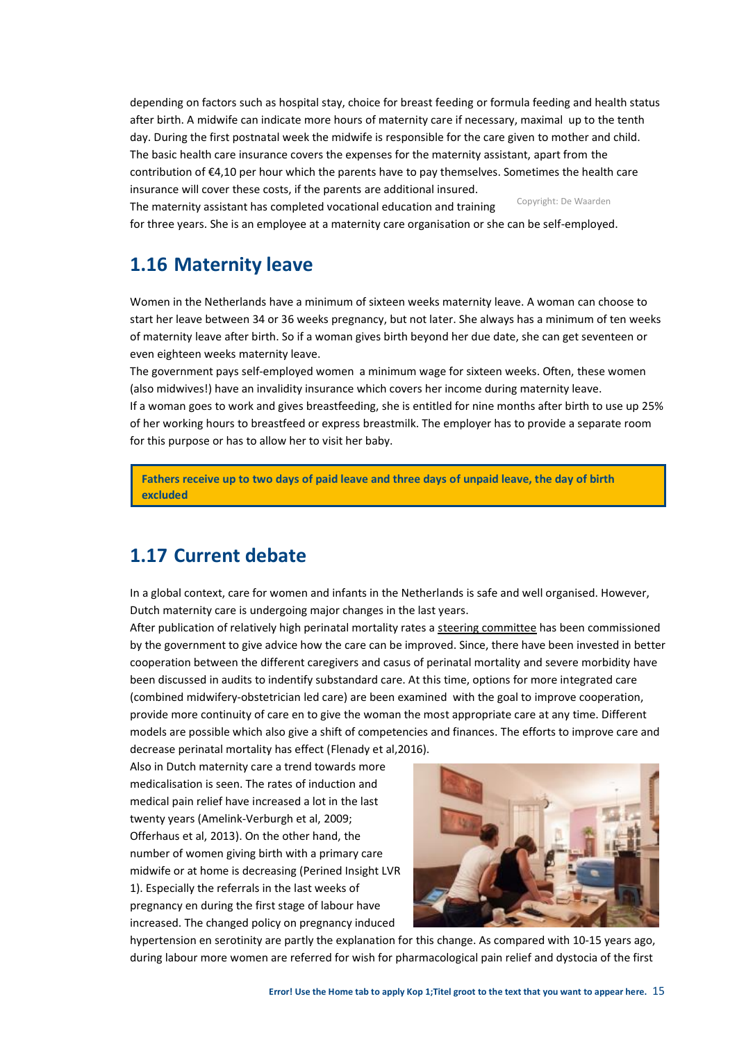depending on factors such as hospital stay, choice for breast feeding or formula feeding and health status after birth. A midwife can indicate more hours of maternity care if necessary, maximal up to the tenth day. During the first postnatal week the midwife is responsible for the care given to mother and child. The basic health care insurance covers the expenses for the maternity assistant, apart from the contribution of €4,10 per hour which the parents have to pay themselves. Sometimes the health care insurance will cover these costs, if the parents are additional insured.

The maternity assistant has completed vocational education and training for three years. She is an employee at a maternity care organisation or she can be self-employed.

Copyright: De Waarden

## 1.16 Maternity leave

Women in the Netherlands have a minimum of sixteen weeks maternity leave. A woman can choose to start her leave between 34 or 36 weeks pregnancy, but not later. She always has a minimum of ten weeks of maternity leave after birth. So if a woman gives birth beyond her due date, she can get seventeen or even eighteen weeks maternity leave.

The government pays self-employed women a minimum wage for sixteen weeks. Often, these women (also midwives!) have an invalidity insurance which covers her income during maternity leave.

If a woman goes to work and gives breastfeeding, she is entitled for nine months after birth to use up 25% of her working hours to breastfeed or express breastmilk. The employer has to provide a separate room for this purpose or has to allow her to visit her baby.

**Fathers receive up to two days of paid leave and three days of unpaid leave, the day of birth excluded**

## 1.17 Current debate

In a global context, care for women and infants in the Netherlands is safe and well organised. However, Dutch maternity care is undergoing major changes in the last years.

After publication of relatively high perinatal mortality rates a steering committee has been commissioned by the government to give advice how the care can be improved. Since, there have been invested in better cooperation between the different caregivers and casus of perinatal mortality and severe morbidity have been discussed in audits to indentify substandard care. At this time, options for more integrated care (combined midwifery-obstetrician led care) are been examined with the goal to improve cooperation, provide more continuity of care en to give the woman the most appropriate care at any time. Different models are possible which also give a shift of competencies and finances. The efforts to improve care and decrease perinatal mortality has effect (Flenady et al,2016).

Also in Dutch maternity care a trend towards more medicalisation is seen. The rates of induction and medical pain relief have increased a lot in the last twenty years (Amelink-Verburgh et al, 2009; Offerhaus et al, 2013). On the other hand, the number of women giving birth with a primary care midwife or at home is decreasing (Perined Insight LVR 1). Especially the referrals in the last weeks of pregnancy en during the first stage of labour have increased. The changed policy on pregnancy induced hypertension en serotinity are partly the explanation for this change. As compared with 10-15 years ago, during labour more women are referred for wish for pharmacological pain relief and dystocia of the first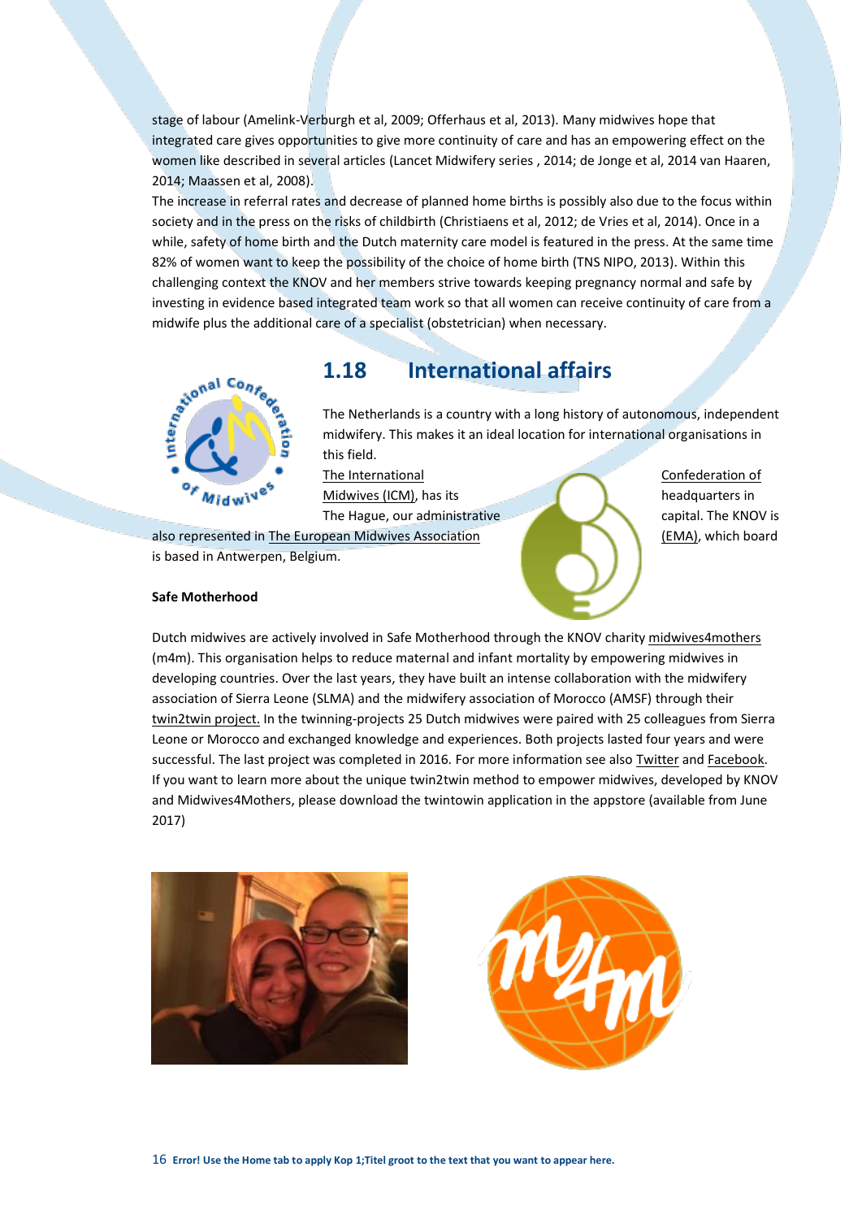stage of labour (Amelink-Verburgh et al, 2009; Offerhaus et al, 2013). Many midwives hope that integrated care gives opportunities to give more continuity of care and has an empowering effect on the women like described in several articles (Lancet Midwifery series , 2014; de Jonge et al, 2014 van Haaren, 2014; Maassen et al, 2008).

The increase in referral rates and decrease of planned home births is possibly also due to the focus within society and in the press on the risks of childbirth (Christiaens et al, 2012; de Vries et al, 2014). Once in a while, safety of home birth and the Dutch maternity care model is featured in the press. At the same time 82% of women want to keep the possibility of the choice of home birth (TNS NIPO, 2013). Within this challenging context the KNOV and her members strive towards keeping pregnancy normal and safe by investing in evidence based integrated team work so that all women can receive continuity of care from a midwife plus the additional care of a specialist (obstetrician) when necessary.

## 1.18 International affairs

The Netherlands is a country with a long history of autonomous, independent midwifery. This makes it an ideal location for international organisations in this field.

The International Confederation of Midwives (ICM), has its headquarters in The Hague, our administrative capital. The KNOV is also represented in The European Midwives Association (EMA), which board is based in Antwerpen, Belgium.

**Safe Motherhood**

Dutch midwives are actively involved in Safe Motherhood through the KNOV charity midwives4mothers (m4m). This organisation helps to reduce maternal and infant mortality by empowering midwives in developing countries. Over the last years, they have built an intense collaboration with the midwifery association of Sierra Leone (SLMA) and the midwifery association of Morocco (AMSF) through their twin2twin project. In the twinning-projects 25 Dutch midwives were paired with 25 colleagues from Sierra Leone or Morocco and exchanged knowledge and experiences. Both projects lasted four years and were successful. The last project was completed in 2016. For more information see also Twitter and Facebook. If you want to learn more about the unique twin2twin method to empower midwives, developed by KNOV and Midwives4Mothers, please download the twintowin application in the appstore (available from June 2017)